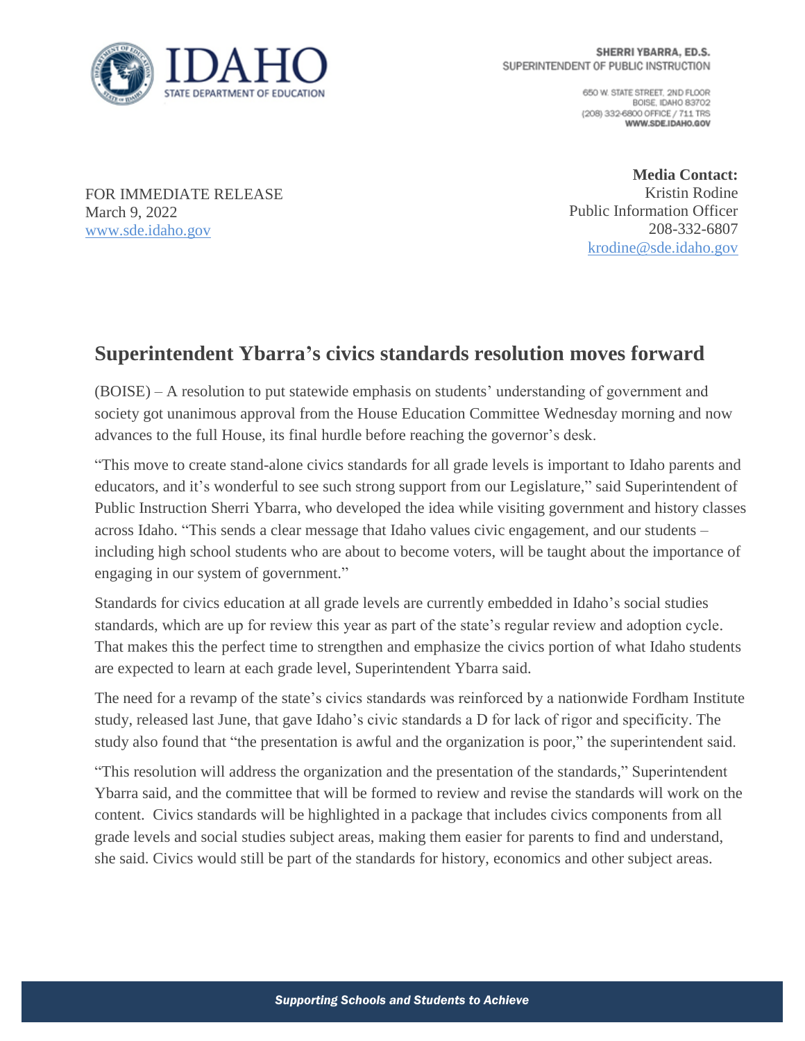IDAHO
STATE DEPARTMENT OF EDUCATION

**SHERRI YBARRA, ED.S.**
SUPERINTENDENT OF PUBLIC INSTRUCTION

650 W. STATE STREET, 2ND FLOOR
BOISE, IDAHO 83702
(208) 332-6800 OFFICE / 711 TRS
**WWW.SDE.IDAHO.GOV**

FOR IMMEDIATE RELEASE
March 9, 2022
www.sde.idaho.gov

**Media Contact:**
Kristin Rodine
Public Information Officer
208-332-6807
krodine@sde.idaho.gov

## Superintendent Ybarra's civics standards resolution moves forward

(BOISE) – A resolution to put statewide emphasis on students' understanding of government and society got unanimous approval from the House Education Committee Wednesday morning and now advances to the full House, its final hurdle before reaching the governor's desk.

"This move to create stand-alone civics standards for all grade levels is important to Idaho parents and educators, and it's wonderful to see such strong support from our Legislature," said Superintendent of Public Instruction Sherri Ybarra, who developed the idea while visiting government and history classes across Idaho. "This sends a clear message that Idaho values civic engagement, and our students – including high school students who are about to become voters, will be taught about the importance of engaging in our system of government."

Standards for civics education at all grade levels are currently embedded in Idaho's social studies standards, which are up for review this year as part of the state's regular review and adoption cycle. That makes this the perfect time to strengthen and emphasize the civics portion of what Idaho students are expected to learn at each grade level, Superintendent Ybarra said.

The need for a revamp of the state's civics standards was reinforced by a nationwide Fordham Institute study, released last June, that gave Idaho's civic standards a D for lack of rigor and specificity. The study also found that "the presentation is awful and the organization is poor," the superintendent said.

"This resolution will address the organization and the presentation of the standards," Superintendent Ybarra said, and the committee that will be formed to review and revise the standards will work on the content. Civics standards will be highlighted in a package that includes civics components from all grade levels and social studies subject areas, making them easier for parents to find and understand, she said. Civics would still be part of the standards for history, economics and other subject areas.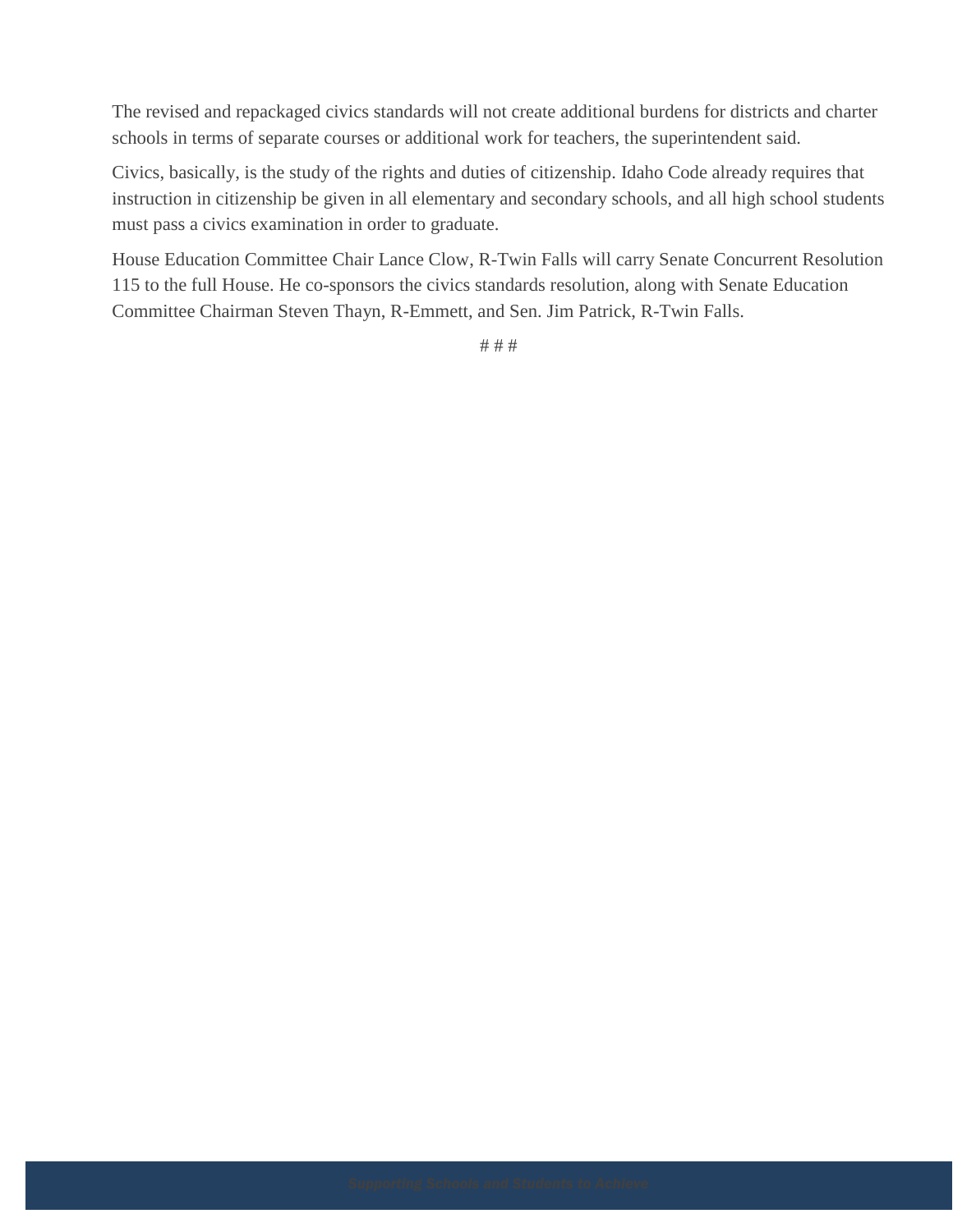The revised and repackaged civics standards will not create additional burdens for districts and charter schools in terms of separate courses or additional work for teachers, the superintendent said.

Civics, basically, is the study of the rights and duties of citizenship. Idaho Code already requires that instruction in citizenship be given in all elementary and secondary schools, and all high school students must pass a civics examination in order to graduate.

House Education Committee Chair Lance Clow, R-Twin Falls will carry Senate Concurrent Resolution 115 to the full House. He co-sponsors the civics standards resolution, along with Senate Education Committee Chairman Steven Thayn, R-Emmett, and Sen. Jim Patrick, R-Twin Falls.

# # #